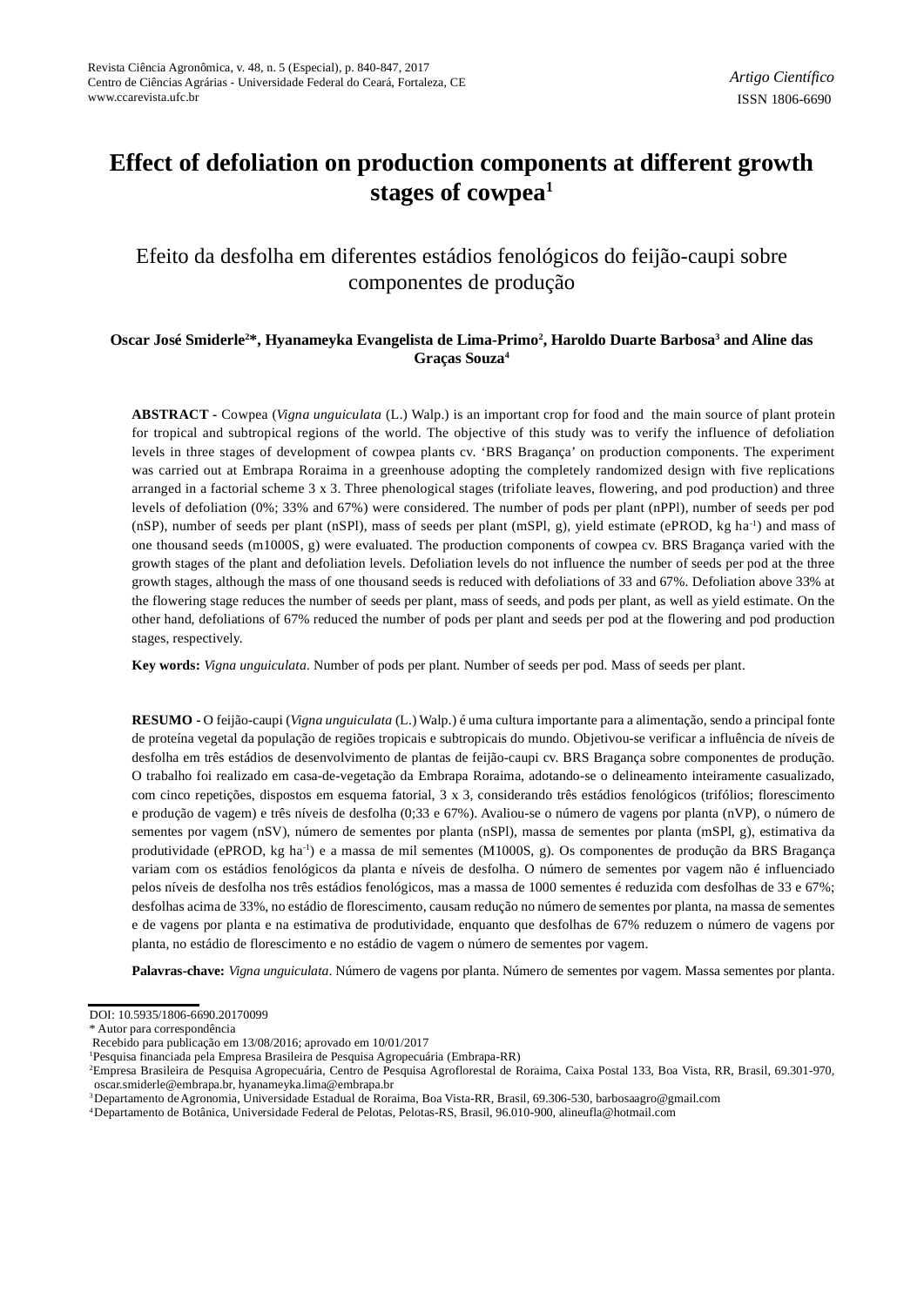Artigo Científico

# Effect of defoliation on production components at different growth stages of cowpea[1]

## Efeito da desfolha em diferentes estádios fenológicos do feijão-caupi sobre componentes de produção

**Oscar José Smiderle[2]*, Hyanameyka Evangelista de Lima-Primo[2], Haroldo Duarte Barbosa[3] and Aline das Graças Souza[4]**

**ABSTRACT** - Cowpea (*Vigna unguiculata* (L.) Walp.) is an important crop for food and the main source of plant protein for tropical and subtropical regions of the world. The objective of this study was to verify the influence of defoliation levels in three stages of development of cowpea plants cv. 'BRS Bragança' on production components. The experiment was carried out at Embrapa Roraima in a greenhouse adopting the completely randomized design with five replications arranged in a factorial scheme 3 x 3. Three phenological stages (trifoliate leaves, flowering, and pod production) and three levels of defoliation (0%; 33% and 67%) were considered. The number of pods per plant (nPPl), number of seeds per pod (nSP), number of seeds per plant (nSPl), mass of seeds per plant (mSPl, g), yield estimate (ePROD, kg ha$^{-1}$) and mass of one thousand seeds (m1000S, g) were evaluated. The production components of cowpea cv. BRS Bragança varied with the growth stages of the plant and defoliation levels. Defoliation levels do not influence the number of seeds per pod at the three growth stages, although the mass of one thousand seeds is reduced with defoliations of 33 and 67%. Defoliation above 33% at the flowering stage reduces the number of seeds per plant, mass of seeds, and pods per plant, as well as yield estimate. On the other hand, defoliations of 67% reduced the number of pods per plant and seeds per pod at the flowering and pod production stages, respectively.

**Key words:** *Vigna unguiculata*. Number of pods per plant. Number of seeds per pod. Mass of seeds per plant.

**RESUMO** - O feijão-caupi (*Vigna unguiculata* (L.) Walp.) é uma cultura importante para a alimentação, sendo a principal fonte de proteína vegetal da população de regiões tropicais e subtropicais do mundo. Objetivou-se verificar a influência de níveis de desfolha em três estádios de desenvolvimento de plantas de feijão-caupi cv. BRS Bragança sobre componentes de produção. O trabalho foi realizado em casa-de-vegetação da Embrapa Roraima, adotando-se o delineamento inteiramente casualizado, com cinco repetições, dispostos em esquema fatorial, 3 x 3, considerando três estádios fenológicos (trifólios; florescimento e produção de vagem) e três níveis de desfolha (0;33 e 67%). Avaliou-se o número de vagens por planta (nVP), o número de sementes por vagem (nSV), número de sementes por planta (nSPl), massa de sementes por planta (mSPl, g), estimativa da produtividade (ePROD, kg ha$^{-1}$) e a massa de mil sementes (M1000S, g). Os componentes de produção da BRS Bragança variam com os estádios fenológicos da planta e níveis de desfolha. O número de sementes por vagem não é influenciado pelos níveis de desfolha nos três estádios fenológicos, mas a massa de 1000 sementes é reduzida com desfolhas de 33 e 67%; desfolhas acima de 33%, no estádio de florescimento, causam redução no número de sementes por planta, na massa de sementes e de vagens por planta e na estimativa de produtividade, enquanto que desfolhas de 67% reduzem o número de vagens por planta, no estádio de florescimento e no estádio de vagem o número de sementes por vagem.

**Palavras-chave:** *Vigna unguiculata*. Número de vagens por planta. Número de sementes por vagem. Massa sementes por planta.

---

DOI: 10.5935/1806-6690.20170099

* Autor para correspondência

Recebido para publicação em 13/08/2016; aprovado em 10/01/2017

[1]Pesquisa financiada pela Empresa Brasileira de Pesquisa Agropecuária (Embrapa-RR)

[2]Empresa Brasileira de Pesquisa Agropecuária, Centro de Pesquisa Agroflorestal de Roraima, Caixa Postal 133, Boa Vista, RR, Brasil, 69.301-970, oscar.smiderle@embrapa.br, hyanameyka.lima@embrapa.br

[3]Departamento de Agronomia, Universidade Estadual de Roraima, Boa Vista-RR, Brasil, 69.306-530, barbosaagro@gmail.com

[4]Departamento de Botânica, Universidade Federal de Pelotas, Pelotas-RS, Brasil, 96.010-900, alineufla@hotmail.com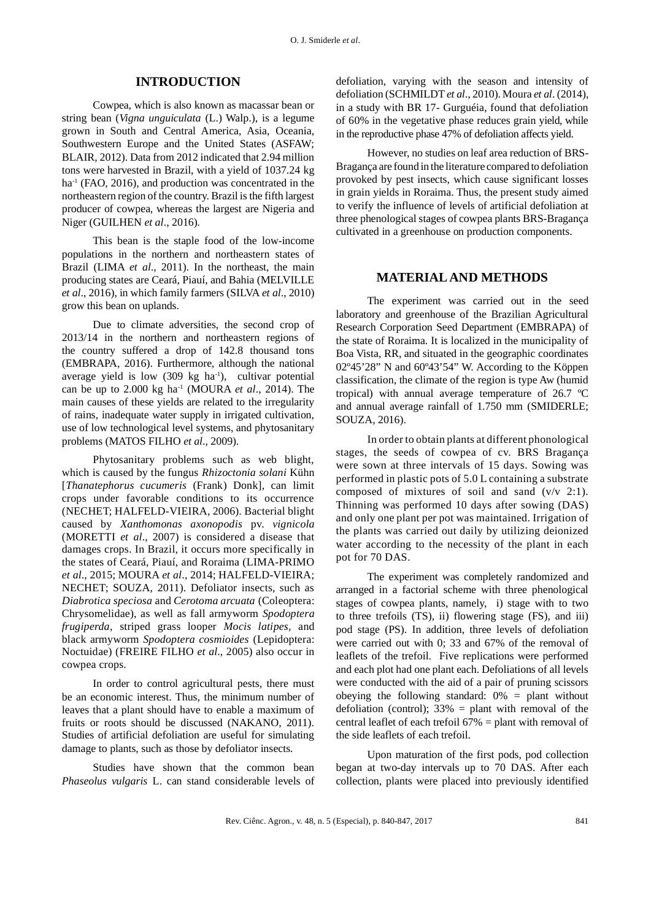## INTRODUCTION

Cowpea, which is also known as macassar bean or string bean (*Vigna unguiculata* (L.) Walp.), is a legume grown in South and Central America, Asia, Oceania, Southwestern Europe and the United States (ASFAW; BLAIR, 2012). Data from 2012 indicated that 2.94 million tons were harvested in Brazil, with a yield of 1037.24 kg $ha^{-1}$ (FAO, 2016), and production was concentrated in the northeastern region of the country. Brazil is the fifth largest producer of cowpea, whereas the largest are Nigeria and Niger (GUILHEN *et al*., 2016).

This bean is the staple food of the low-income populations in the northern and northeastern states of Brazil (LIMA *et al*., 2011). In the northeast, the main producing states are Ceará, Piauí, and Bahia (MELVILLE *et al*., 2016), in which family farmers (SILVA *et al*., 2010) grow this bean on uplands.

Due to climate adversities, the second crop of 2013/14 in the northern and northeastern regions of the country suffered a drop of 142.8 thousand tons (EMBRAPA, 2016). Furthermore, although the national average yield is low (309 kg $ha^{-1}$), cultivar potential can be up to 2.000 kg $ha^{-1}$ (MOURA *et al*., 2014). The main causes of these yields are related to the irregularity of rains, inadequate water supply in irrigated cultivation, use of low technological level systems, and phytosanitary problems (MATOS FILHO *et al*., 2009).

Phytosanitary problems such as web blight, which is caused by the fungus *Rhizoctonia solani* Kühn [*Thanatephorus cucumeris* (Frank) Donk], can limit crops under favorable conditions to its occurrence (NECHET; HALFELD-VIEIRA, 2006). Bacterial blight caused by *Xanthomonas axonopodis* pv. *vignicola* (MORETTI *et al*., 2007) is considered a disease that damages crops. In Brazil, it occurs more specifically in the states of Ceará, Piauí, and Roraima (LIMA-PRIMO *et al*., 2015; MOURA *et al*., 2014; HALFELD-VIEIRA; NECHET; SOUZA, 2011). Defoliator insects, such as *Diabrotica speciosa* and *Cerotoma arcuata* (Coleoptera: Chrysomelidae), as well as fall armyworm *Spodoptera frugiperda*, striped grass looper *Mocis latipes*, and black armyworm *Spodoptera cosmioides* (Lepidoptera: Noctuidae) (FREIRE FILHO *et al*., 2005) also occur in cowpea crops.

In order to control agricultural pests, there must be an economic interest. Thus, the minimum number of leaves that a plant should have to enable a maximum of fruits or roots should be discussed (NAKANO, 2011). Studies of artificial defoliation are useful for simulating damage to plants, such as those by defoliator insects.

Studies have shown that the common bean *Phaseolus vulgaris* L. can stand considerable levels of defoliation, varying with the season and intensity of defoliation (SCHMILDT *et al*., 2010). Moura *et al*. (2014), in a study with BR 17- Gurguéia, found that defoliation of 60% in the vegetative phase reduces grain yield, while in the reproductive phase 47% of defoliation affects yield.

However, no studies on leaf area reduction of BRS-Bragança are found in the literature compared to defoliation provoked by pest insects, which cause significant losses in grain yields in Roraima. Thus, the present study aimed to verify the influence of levels of artificial defoliation at three phenological stages of cowpea plants BRS-Bragança cultivated in a greenhouse on production components.

## MATERIAL AND METHODS

The experiment was carried out in the seed laboratory and greenhouse of the Brazilian Agricultural Research Corporation Seed Department (EMBRAPA) of the state of Roraima. It is localized in the municipality of Boa Vista, RR, and situated in the geographic coordinates 02º45'28" N and 60º43'54" W. According to the Köppen classification, the climate of the region is type Aw (humid tropical) with annual average temperature of 26.7 ºC and annual average rainfall of 1.750 mm (SMIDERLE; SOUZA, 2016).

In order to obtain plants at different phonological stages, the seeds of cowpea of cv. BRS Bragança were sown at three intervals of 15 days. Sowing was performed in plastic pots of 5.0 L containing a substrate composed of mixtures of soil and sand (v/v 2:1). Thinning was performed 10 days after sowing (DAS) and only one plant per pot was maintained. Irrigation of the plants was carried out daily by utilizing deionized water according to the necessity of the plant in each pot for 70 DAS.

The experiment was completely randomized and arranged in a factorial scheme with three phenological stages of cowpea plants, namely, i) stage with two to three trefoils (TS), ii) flowering stage (FS), and iii) pod stage (PS). In addition, three levels of defoliation were carried out with 0; 33 and 67% of the removal of leaflets of the trefoil. Five replications were performed and each plot had one plant each. Defoliations of all levels were conducted with the aid of a pair of pruning scissors obeying the following standard: 0% = plant without defoliation (control); 33% = plant with removal of the central leaflet of each trefoil 67% = plant with removal of the side leaflets of each trefoil.

Upon maturation of the first pods, pod collection began at two-day intervals up to 70 DAS. After each collection, plants were placed into previously identified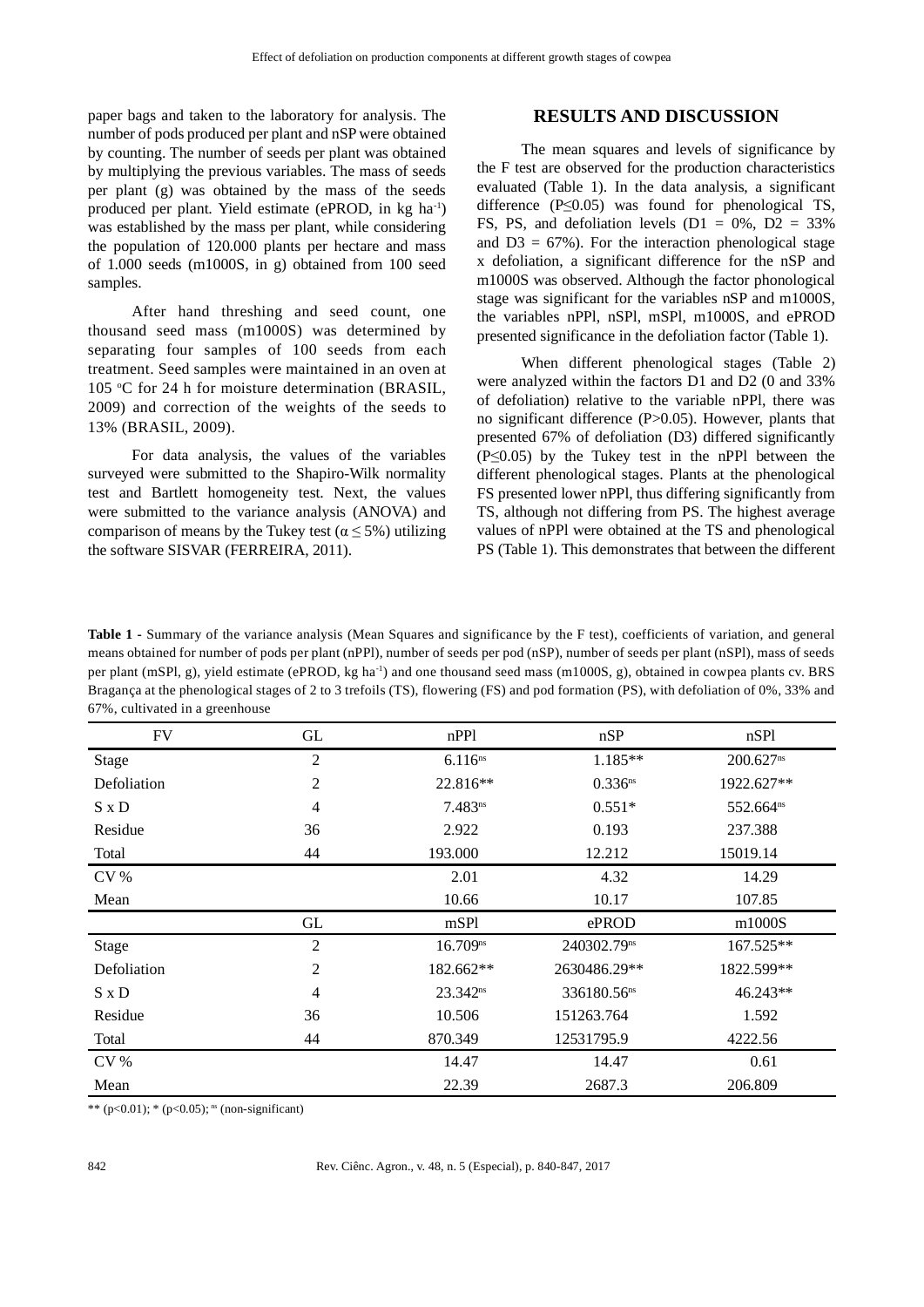paper bags and taken to the laboratory for analysis. The number of pods produced per plant and nSP were obtained by counting. The number of seeds per plant was obtained by multiplying the previous variables. The mass of seeds per plant (g) was obtained by the mass of the seeds produced per plant. Yield estimate (ePROD, in kg ha$^{-1}$) was established by the mass per plant, while considering the population of 120.000 plants per hectare and mass of 1.000 seeds (m1000S, in g) obtained from 100 seed samples.

After hand threshing and seed count, one thousand seed mass (m1000S) was determined by separating four samples of 100 seeds from each treatment. Seed samples were maintained in an oven at 105 °C for 24 h for moisture determination (BRASIL, 2009) and correction of the weights of the seeds to 13% (BRASIL, 2009).

For data analysis, the values of the variables surveyed were submitted to the Shapiro-Wilk normality test and Bartlett homogeneity test. Next, the values were submitted to the variance analysis (ANOVA) and comparison of means by the Tukey test ($\alpha \leq 5\%$) utilizing the software SISVAR (FERREIRA, 2011).

## RESULTS AND DISCUSSION

The mean squares and levels of significance by the F test are observed for the production characteristics evaluated (Table 1). In the data analysis, a significant difference ($P \leq 0.05$) was found for phenological TS, FS, PS, and defoliation levels (D1 = 0%, D2 = 33% and D3 = 67%). For the interaction phenological stage x defoliation, a significant difference for the nSP and m1000S was observed. Although the factor phonological stage was significant for the variables nSP and m1000S, the variables nPPl, nSPl, mSPl, m1000S, and ePROD presented significance in the defoliation factor (Table 1).

When different phenological stages (Table 2) were analyzed within the factors D1 and D2 (0 and 33% of defoliation) relative to the variable nPPl, there was no significant difference ($P > 0.05$). However, plants that presented 67% of defoliation (D3) differed significantly ($P \leq 0.05$) by the Tukey test in the nPPl between the different phenological stages. Plants at the phenological FS presented lower nPPl, thus differing significantly from TS, although not differing from PS. The highest average values of nPPl were obtained at the TS and phenological PS (Table 1). This demonstrates that between the different

**Table 1 -** Summary of the variance analysis (Mean Squares and significance by the F test), coefficients of variation, and general means obtained for number of pods per plant (nPPl), number of seeds per pod (nSP), number of seeds per plant (nSPl), mass of seeds per plant (mSPl, g), yield estimate (ePROD, kg ha$^{-1}$) and one thousand seed mass (m1000S, g), obtained in cowpea plants cv. BRS Bragança at the phenological stages of 2 to 3 trefoils (TS), flowering (FS) and pod formation (PS), with defoliation of 0%, 33% and 67%, cultivated in a greenhouse

| FV | GL | nPPl | nSP | nSPl |
|---|---|---|---|---|
| Stage | 2 | 6.116$^{ns}$ | 1.185** | 200.627$^{ns}$ |
| Defoliation | 2 | 22.816** | 0.336$^{ns}$ | 1922.627** |
| S x D | 4 | 7.483$^{ns}$ | 0.551* | 552.664$^{ns}$ |
| Residue | 36 | 2.922 | 0.193 | 237.388 |
| Total | 44 | 193.000 | 12.212 | 15019.14 |
| CV % | | 2.01 | 4.32 | 14.29 |
| Mean | | 10.66 | 10.17 | 107.85 |
| | GL | mSPl | ePROD | m1000S |
| Stage | 2 | 16.709$^{ns}$ | 240302.79$^{ns}$ | 167.525** |
| Defoliation | 2 | 182.662** | 2630486.29** | 1822.599** |
| S x D | 4 | 23.342$^{ns}$ | 336180.56$^{ns}$ | 46.243** |
| Residue | 36 | 10.506 | 151263.764 | 1.592 |
| Total | 44 | 870.349 | 12531795.9 | 4222.56 |
| CV % | | 14.47 | 14.47 | 0.61 |
| Mean | | 22.39 | 2687.3 | 206.809 |

** ($p<0.01$); * ($p<0.05$); $^{ns}$ (non-significant)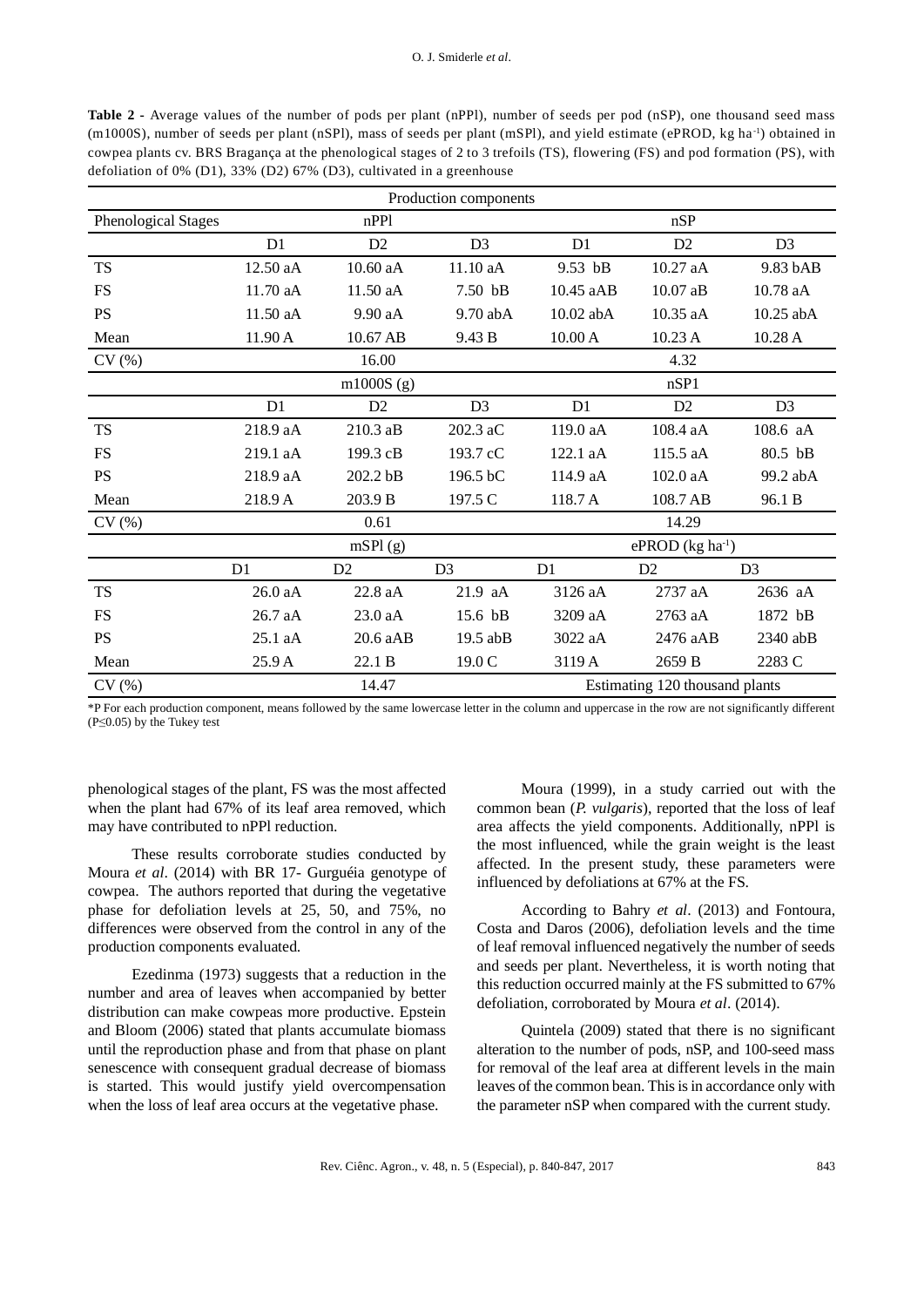**Table 2 -** Average values of the number of pods per plant (nPPl), number of seeds per pod (nSP), one thousand seed mass (m1000S), number of seeds per plant (nSPl), mass of seeds per plant (mSPl), and yield estimate (ePROD, kg ha$^{-1}$) obtained in cowpea plants cv. BRS Bragança at the phenological stages of 2 to 3 trefoils (TS), flowering (FS) and pod formation (PS), with defoliation of 0% (D1), 33% (D2) 67% (D3), cultivated in a greenhouse

| Production components | | | | | | |
|---|---|---|---|---|---|---|
| Phenological Stages | nPPl | | | nSP | | |
| | D1 | D2 | D3 | D1 | D2 | D3 |
| TS | 12.50 aA | 10.60 aA | 11.10 aA | 9.53 bB | 10.27 aA | 9.83 bAB |
| FS | 11.70 aA | 11.50 aA | 7.50 bB | 10.45 aAB | 10.07 aB | 10.78 aA |
| PS | 11.50 aA | 9.90 aA | 9.70 abA | 10.02 abA | 10.35 aA | 10.25 abA |
| Mean | 11.90 A | 10.67 AB | 9.43 B | 10.00 A | 10.23 A | 10.28 A |
| CV (%) | 16.00 | | | 4.32 | | |
| | m1000S (g) | | | nSP1 | | |
| | D1 | D2 | D3 | D1 | D2 | D3 |
| TS | 218.9 aA | 210.3 aB | 202.3 aC | 119.0 aA | 108.4 aA | 108.6 aA |
| FS | 219.1 aA | 199.3 cB | 193.7 cC | 122.1 aA | 115.5 aA | 80.5 bB |
| PS | 218.9 aA | 202.2 bB | 196.5 bC | 114.9 aA | 102.0 aA | 99.2 abA |
| Mean | 218.9 A | 203.9 B | 197.5 C | 118.7 A | 108.7 AB | 96.1 B |
| CV (%) | 0.61 | | | 14.29 | | |
| | mSPl (g) | | | ePROD (kg ha$^{-1}$) | | |
| | D1 | D2 | D3 | D1 | D2 | D3 |
| TS | 26.0 aA | 22.8 aA | 21.9 aA | 3126 aA | 2737 aA | 2636 aA |
| FS | 26.7 aA | 23.0 aA | 15.6 bB | 3209 aA | 2763 aA | 1872 bB |
| PS | 25.1 aA | 20.6 aAB | 19.5 abB | 3022 aA | 2476 aAB | 2340 abB |
| Mean | 25.9 A | 22.1 B | 19.0 C | 3119 A | 2659 B | 2283 C |
| CV (%) | 14.47 | | | Estimating 120 thousand plants | | |

*P For each production component, means followed by the same lowercase letter in the column and uppercase in the row are not significantly different ($P \leq 0.05$) by the Tukey test

phenological stages of the plant, FS was the most affected when the plant had 67% of its leaf area removed, which may have contributed to nPPl reduction.

These results corroborate studies conducted by Moura *et al*. (2014) with BR 17- Gurguéia genotype of cowpea. The authors reported that during the vegetative phase for defoliation levels at 25, 50, and 75%, no differences were observed from the control in any of the production components evaluated.

Ezedinma (1973) suggests that a reduction in the number and area of leaves when accompanied by better distribution can make cowpeas more productive. Epstein and Bloom (2006) stated that plants accumulate biomass until the reproduction phase and from that phase on plant senescence with consequent gradual decrease of biomass is started. This would justify yield overcompensation when the loss of leaf area occurs at the vegetative phase.

Moura (1999), in a study carried out with the common bean (*P. vulgaris*), reported that the loss of leaf area affects the yield components. Additionally, nPPl is the most influenced, while the grain weight is the least affected. In the present study, these parameters were influenced by defoliations at 67% at the FS.

According to Bahry *et al*. (2013) and Fontoura, Costa and Daros (2006), defoliation levels and the time of leaf removal influenced negatively the number of seeds and seeds per plant. Nevertheless, it is worth noting that this reduction occurred mainly at the FS submitted to 67% defoliation, corroborated by Moura *et al*. (2014).

Quintela (2009) stated that there is no significant alteration to the number of pods, nSP, and 100-seed mass for removal of the leaf area at different levels in the main leaves of the common bean. This is in accordance only with the parameter nSP when compared with the current study.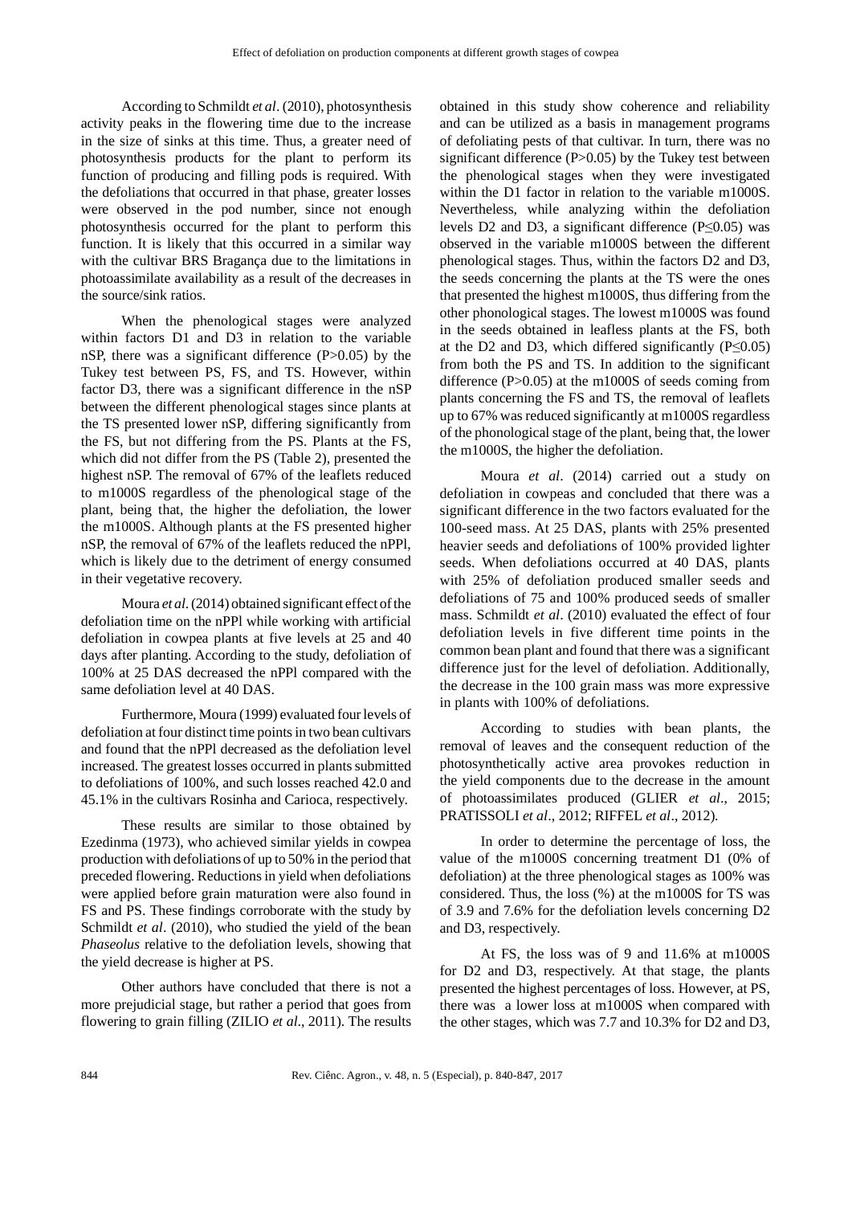According to Schmildt *et al*. (2010), photosynthesis activity peaks in the flowering time due to the increase in the size of sinks at this time. Thus, a greater need of photosynthesis products for the plant to perform its function of producing and filling pods is required. With the defoliations that occurred in that phase, greater losses were observed in the pod number, since not enough photosynthesis occurred for the plant to perform this function. It is likely that this occurred in a similar way with the cultivar BRS Bragança due to the limitations in photoassimilate availability as a result of the decreases in the source/sink ratios.

When the phenological stages were analyzed within factors D1 and D3 in relation to the variable nSP, there was a significant difference ($P>0.05$) by the Tukey test between PS, FS, and TS. However, within factor D3, there was a significant difference in the nSP between the different phenological stages since plants at the TS presented lower nSP, differing significantly from the FS, but not differing from the PS. Plants at the FS, which did not differ from the PS (Table 2), presented the highest nSP. The removal of 67% of the leaflets reduced to m1000S regardless of the phenological stage of the plant, being that, the higher the defoliation, the lower the m1000S. Although plants at the FS presented higher nSP, the removal of 67% of the leaflets reduced the nPPl, which is likely due to the detriment of energy consumed in their vegetative recovery.

Moura *et al*. (2014) obtained significant effect of the defoliation time on the nPPl while working with artificial defoliation in cowpea plants at five levels at 25 and 40 days after planting. According to the study, defoliation of 100% at 25 DAS decreased the nPPl compared with the same defoliation level at 40 DAS.

Furthermore, Moura (1999) evaluated four levels of defoliation at four distinct time points in two bean cultivars and found that the nPPl decreased as the defoliation level increased. The greatest losses occurred in plants submitted to defoliations of 100%, and such losses reached 42.0 and 45.1% in the cultivars Rosinha and Carioca, respectively.

These results are similar to those obtained by Ezedinma (1973), who achieved similar yields in cowpea production with defoliations of up to 50% in the period that preceded flowering. Reductions in yield when defoliations were applied before grain maturation were also found in FS and PS. These findings corroborate with the study by Schmildt *et al*. (2010), who studied the yield of the bean *Phaseolus* relative to the defoliation levels, showing that the yield decrease is higher at PS.

Other authors have concluded that there is not a more prejudicial stage, but rather a period that goes from flowering to grain filling (ZILIO *et al*., 2011). The results obtained in this study show coherence and reliability and can be utilized as a basis in management programs of defoliating pests of that cultivar. In turn, there was no significant difference ($P>0.05$) by the Tukey test between the phenological stages when they were investigated within the D1 factor in relation to the variable m1000S. Nevertheless, while analyzing within the defoliation levels D2 and D3, a significant difference ($P\leq0.05$) was observed in the variable m1000S between the different phenological stages. Thus, within the factors D2 and D3, the seeds concerning the plants at the TS were the ones that presented the highest m1000S, thus differing from the other phonological stages. The lowest m1000S was found in the seeds obtained in leafless plants at the FS, both at the D2 and D3, which differed significantly ($P\leq0.05$) from both the PS and TS. In addition to the significant difference ($P>0.05$) at the m1000S of seeds coming from plants concerning the FS and TS, the removal of leaflets up to 67% was reduced significantly at m1000S regardless of the phonological stage of the plant, being that, the lower the m1000S, the higher the defoliation.

Moura *et al*. (2014) carried out a study on defoliation in cowpeas and concluded that there was a significant difference in the two factors evaluated for the 100-seed mass. At 25 DAS, plants with 25% presented heavier seeds and defoliations of 100% provided lighter seeds. When defoliations occurred at 40 DAS, plants with 25% of defoliation produced smaller seeds and defoliations of 75 and 100% produced seeds of smaller mass. Schmildt *et al*. (2010) evaluated the effect of four defoliation levels in five different time points in the common bean plant and found that there was a significant difference just for the level of defoliation. Additionally, the decrease in the 100 grain mass was more expressive in plants with 100% of defoliations.

According to studies with bean plants, the removal of leaves and the consequent reduction of the photosynthetically active area provokes reduction in the yield components due to the decrease in the amount of photoassimilates produced (GLIER *et al*., 2015; PRATISSOLI *et al*., 2012; RIFFEL *et al*., 2012).

In order to determine the percentage of loss, the value of the m1000S concerning treatment D1 (0% of defoliation) at the three phenological stages as 100% was considered. Thus, the loss (%) at the m1000S for TS was of 3.9 and 7.6% for the defoliation levels concerning D2 and D3, respectively.

At FS, the loss was of 9 and 11.6% at m1000S for D2 and D3, respectively. At that stage, the plants presented the highest percentages of loss. However, at PS, there was a lower loss at m1000S when compared with the other stages, which was 7.7 and 10.3% for D2 and D3,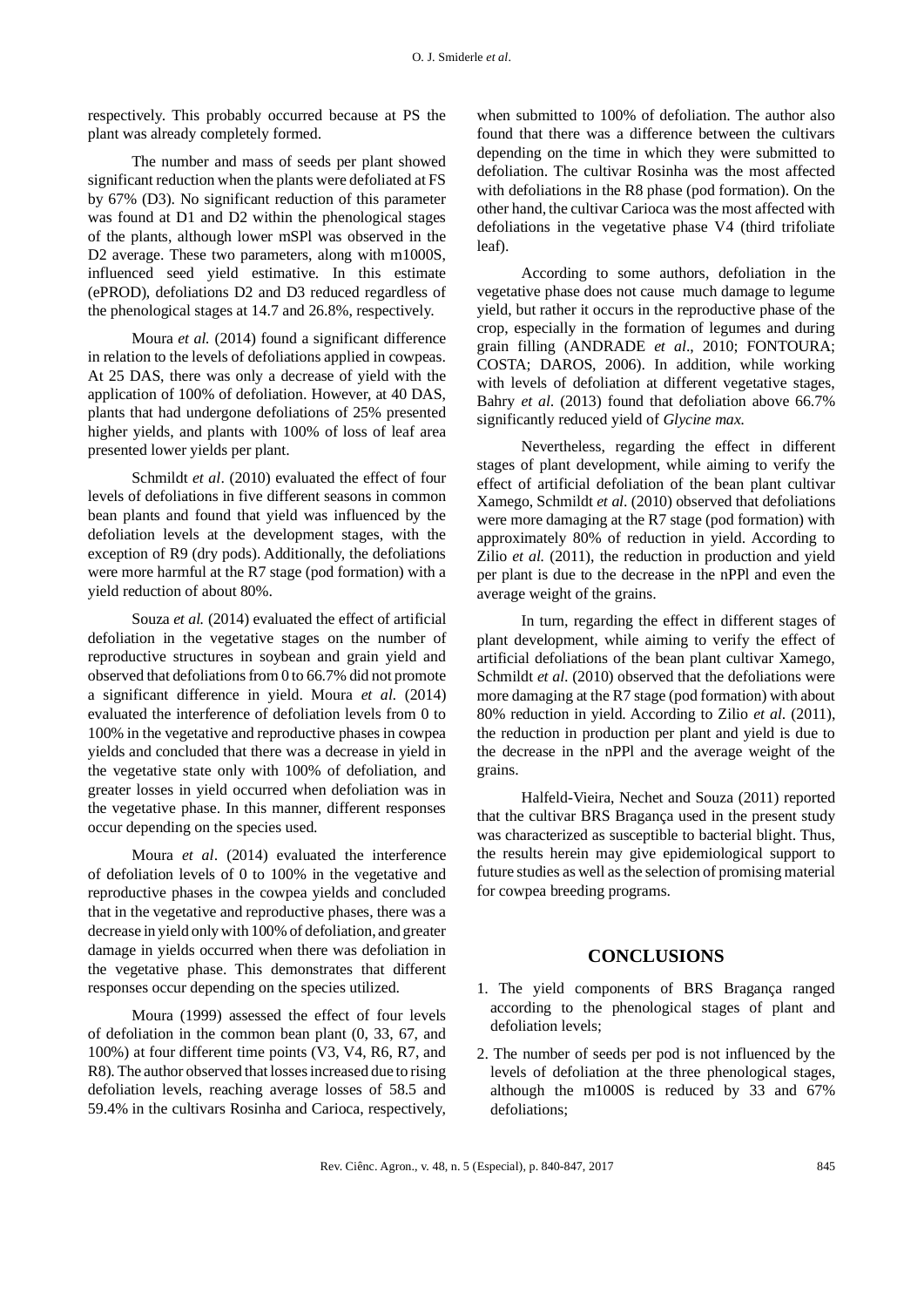respectively. This probably occurred because at PS the plant was already completely formed.

The number and mass of seeds per plant showed significant reduction when the plants were defoliated at FS by 67% (D3). No significant reduction of this parameter was found at D1 and D2 within the phenological stages of the plants, although lower mSPl was observed in the D2 average. These two parameters, along with m1000S, influenced seed yield estimative. In this estimate (ePROD), defoliations D2 and D3 reduced regardless of the phenological stages at 14.7 and 26.8%, respectively.

Moura *et al.* (2014) found a significant difference in relation to the levels of defoliations applied in cowpeas. At 25 DAS, there was only a decrease of yield with the application of 100% of defoliation. However, at 40 DAS, plants that had undergone defoliations of 25% presented higher yields, and plants with 100% of loss of leaf area presented lower yields per plant.

Schmildt *et al*. (2010) evaluated the effect of four levels of defoliations in five different seasons in common bean plants and found that yield was influenced by the defoliation levels at the development stages, with the exception of R9 (dry pods). Additionally, the defoliations were more harmful at the R7 stage (pod formation) with a yield reduction of about 80%.

Souza *et al.* (2014) evaluated the effect of artificial defoliation in the vegetative stages on the number of reproductive structures in soybean and grain yield and observed that defoliations from 0 to 66.7% did not promote a significant difference in yield. Moura *et al.* (2014) evaluated the interference of defoliation levels from 0 to 100% in the vegetative and reproductive phases in cowpea yields and concluded that there was a decrease in yield in the vegetative state only with 100% of defoliation, and greater losses in yield occurred when defoliation was in the vegetative phase. In this manner, different responses occur depending on the species used.

Moura *et al*. (2014) evaluated the interference of defoliation levels of 0 to 100% in the vegetative and reproductive phases in the cowpea yields and concluded that in the vegetative and reproductive phases, there was a decrease in yield only with 100% of defoliation, and greater damage in yields occurred when there was defoliation in the vegetative phase. This demonstrates that different responses occur depending on the species utilized.

Moura (1999) assessed the effect of four levels of defoliation in the common bean plant (0, 33, 67, and 100%) at four different time points (V3, V4, R6, R7, and R8). The author observed that losses increased due to rising defoliation levels, reaching average losses of 58.5 and 59.4% in the cultivars Rosinha and Carioca, respectively, when submitted to 100% of defoliation. The author also found that there was a difference between the cultivars depending on the time in which they were submitted to defoliation. The cultivar Rosinha was the most affected with defoliations in the R8 phase (pod formation). On the other hand, the cultivar Carioca was the most affected with defoliations in the vegetative phase V4 (third trifoliate leaf).

According to some authors, defoliation in the vegetative phase does not cause much damage to legume yield, but rather it occurs in the reproductive phase of the crop, especially in the formation of legumes and during grain filling (ANDRADE *et al*., 2010; FONTOURA; COSTA; DAROS, 2006). In addition, while working with levels of defoliation at different vegetative stages, Bahry *et al*. (2013) found that defoliation above 66.7% significantly reduced yield of *Glycine max.*

Nevertheless, regarding the effect in different stages of plant development, while aiming to verify the effect of artificial defoliation of the bean plant cultivar Xamego, Schmildt *et al*. (2010) observed that defoliations were more damaging at the R7 stage (pod formation) with approximately 80% of reduction in yield. According to Zilio *et al.* (2011), the reduction in production and yield per plant is due to the decrease in the nPPl and even the average weight of the grains.

In turn, regarding the effect in different stages of plant development, while aiming to verify the effect of artificial defoliations of the bean plant cultivar Xamego, Schmildt *et al*. (2010) observed that the defoliations were more damaging at the R7 stage (pod formation) with about 80% reduction in yield. According to Zilio *et al.* (2011), the reduction in production per plant and yield is due to the decrease in the nPPl and the average weight of the grains.

Halfeld-Vieira, Nechet and Souza (2011) reported that the cultivar BRS Bragança used in the present study was characterized as susceptible to bacterial blight. Thus, the results herein may give epidemiological support to future studies as well as the selection of promising material for cowpea breeding programs.

## CONCLUSIONS

1. The yield components of BRS Bragança ranged according to the phenological stages of plant and defoliation levels;
2. The number of seeds per pod is not influenced by the levels of defoliation at the three phenological stages, although the m1000S is reduced by 33 and 67% defoliations;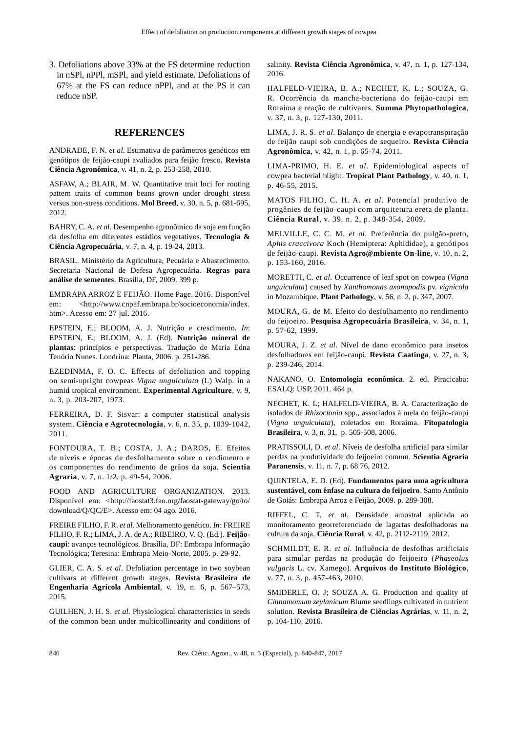3. Defoliations above 33% at the FS determine reduction in nSPl, nPPl, mSPl, and yield estimate. Defoliations of 67% at the FS can reduce nPPl, and at the PS it can reduce nSP.

## REFERENCES

ANDRADE, F. N. *et al*. Estimativa de parâmetros genéticos em genótipos de feijão-caupi avaliados para feijão fresco. **Revista Ciência Agronômica**, v. 41, n. 2, p. 253-258, 2010.

ASFAW, A.; BLAIR, M. W. Quantitative trait loci for rooting pattern traits of common beans grown under drought stress versus non-stress conditions. **Mol Breed**, v. 30, n. 5, p. 681-695, 2012.

BAHRY, C. A. *et al*. Desempenho agronômico da soja em função da desfolha em diferentes estádios vegetativos. **Tecnologia & Ciência Agropecuária**, v. 7, n. 4, p. 19-24, 2013.

BRASIL. Ministério da Agricultura, Pecuária e Abastecimento. Secretaria Nacional de Defesa Agropecuária. **Regras para análise de sementes**. Brasília, DF, 2009. 399 p.

EMBRAPA ARROZ E FEIJÃO. Home Page. 2016. Disponível em: <http://www.cnpaf.embrapa.br/socioeconomia/index.htm>. Acesso em: 27 jul. 2016.

EPSTEIN, E.; BLOOM, A. J. Nutrição e crescimento. *In*: EPSTEIN, E.; BLOOM, A. J. (Ed). **Nutrição mineral de plantas**: princípios e perspectivas. Tradução de Maria Edna Tenório Nunes. Londrina: Planta, 2006. p. 251-286.

EZEDINMA, F. O. C. Effects of defoliation and topping on semi-upright cowpeas *Vigna unguiculata* (L) Walp. in a humid tropical environment. **Experimental Agriculture**, v. 9, n. 3, p. 203-207, 1973.

FERREIRA, D. F. Sisvar: a computer statistical analysis system. **Ciência e Agrotecnologia**, v. 6, n. 35, p. 1039-1042, 2011.

FONTOURA, T. B.; COSTA, J. A.; DAROS, E. Efeitos de níveis e épocas de desfolhamento sobre o rendimento e os componentes do rendimento de grãos da soja. **Scientia Agraria**, v. 7, n. 1/2, p. 49-54, 2006.

FOOD AND AGRICULTURE ORGANIZATION. 2013. Disponível em: <http://faostat3.fao.org/faostat-gateway/go/to/download/Q/QC/E>. Acesso em: 04 ago. 2016.

FREIRE FILHO, F. R. *et al*. Melhoramento genético. *In*: FREIRE FILHO, F. R.; LIMA, J. A. de A.; RIBEIRO, V. Q. (Ed.). **Feijão-caupi**: avanços tecnológicos. Brasília, DF: Embrapa Informação Tecnológica; Teresina: Embrapa Meio-Norte, 2005. p. 29-92.

GLIER, C. A. S. *et al*. Defoliation percentage in two soybean cultivars at different growth stages. **Revista Brasileira de Engenharia Agrícola Ambiental**, v. 19, n. 6, p. 567–573, 2015.

GUILHEN, J. H. S. *et al*. Physiological characteristics in seeds of the common bean under multicollinearity and conditions of salinity. **Revista Ciência Agronômica**, v. 47, n. 1, p. 127-134, 2016.

HALFELD-VIEIRA, B. A.; NECHET, K. L.; SOUZA, G. R. Ocorrência da mancha-bacteriana do feijão-caupi em Roraima e reação de cultivares. **Summa Phytopathologica**, v. 37, n. 3, p. 127-130, 2011.

LIMA, J. R. S. *et al*. Balanço de energia e evapotranspiração de feijão caupi sob condições de sequeiro. **Revista Ciência Agronômica**, v. 42, n. 1, p. 65-74, 2011.

LIMA-PRIMO, H. E. *et al*. Epidemiological aspects of cowpea bacterial blight. **Tropical Plant Pathology**, v. 40, n. 1, p. 46-55, 2015.

MATOS FILHO, C. H. A. *et al*. Potencial produtivo de progênies de feijão-caupi com arquitetura ereta de planta. **Ciência Rural**, v. 39, n. 2, p. 348-354, 2009.

MELVILLE, C. C. M. *et al*. Preferência do pulgão-preto, *Aphis craccivora* Koch (Hemiptera: Aphididae), a genótipos de feijão-caupi. **Revista Agro@mbiente On-line**, v. 10, n. 2, p. 153-160, 2016.

MORETTI, C. *et al*. Occurrence of leaf spot on cowpea (*Vigna unguiculata*) caused by *Xanthomonas axonopodis* pv. *vignicola* in Mozambique. **Plant Pathology**, v. 56, n. 2, p. 347, 2007.

MOURA, G. de M. Efeito do desfolhamento no rendimento do feijoeiro. **Pesquisa Agropecuária Brasileira**, v. 34, n. 1, p. 57-62, 1999.

MOURA, J. Z. *et al*. Nível de dano econômico para insetos desfolhadores em feijão-caupi. **Revista Caatinga**, v. 27, n. 3, p. 239-246, 2014.

NAKANO, O. **Entomologia econômica**. 2. ed. Piracicaba: ESALQ: USP, 2011. 464 p.

NECHET, K. L; HALFELD-VIEIRA, B. A. Caracterização de isolados de *Rhizoctonia* spp., associados à mela do feijão-caupi (*Vigna unguiculata*), coletados em Roraima. **Fitopatologia Brasileira**, v. 3, n. 31, p. 505-508, 2006.

PRATISSOLI, D. *et al*. Níveis de desfolha artificial para similar perdas na produtividade do feijoeiro comum. **Scientia Agraria Paranensis**, v. 11, n. 7, p. 68 76, 2012.

QUINTELA, E. D. (Ed). **Fundamentos para uma agricultura sustentável, com ênfase na cultura do feijoeiro**. Santo Antônio de Goiás: Embrapa Arroz e Feijão, 2009. p. 289-308.

RIFFEL, C. T. *et al*. Densidade amostral aplicada ao monitoramento georreferenciado de lagartas desfolhadoras na cultura da soja. **Ciência Rural**, v. 42, p. 2112-2119, 2012.

SCHMILDT, E. R. *et al*. Influência de desfolhas artificiais para simular perdas na produção do feijoeiro (*Phaseolus vulgaris* L. cv. Xamego). **Arquivos do Instituto Biológico**, v. 77, n. 3, p. 457-463, 2010.

SMIDERLE, O. J; SOUZA A. G. Production and quality of *Cinnamomum zeylanicum* Blume seedlings cultivated in nutrient solution. **Revista Brasileira de Ciências Agrárias**, v. 11, n. 2, p. 104-110, 2016.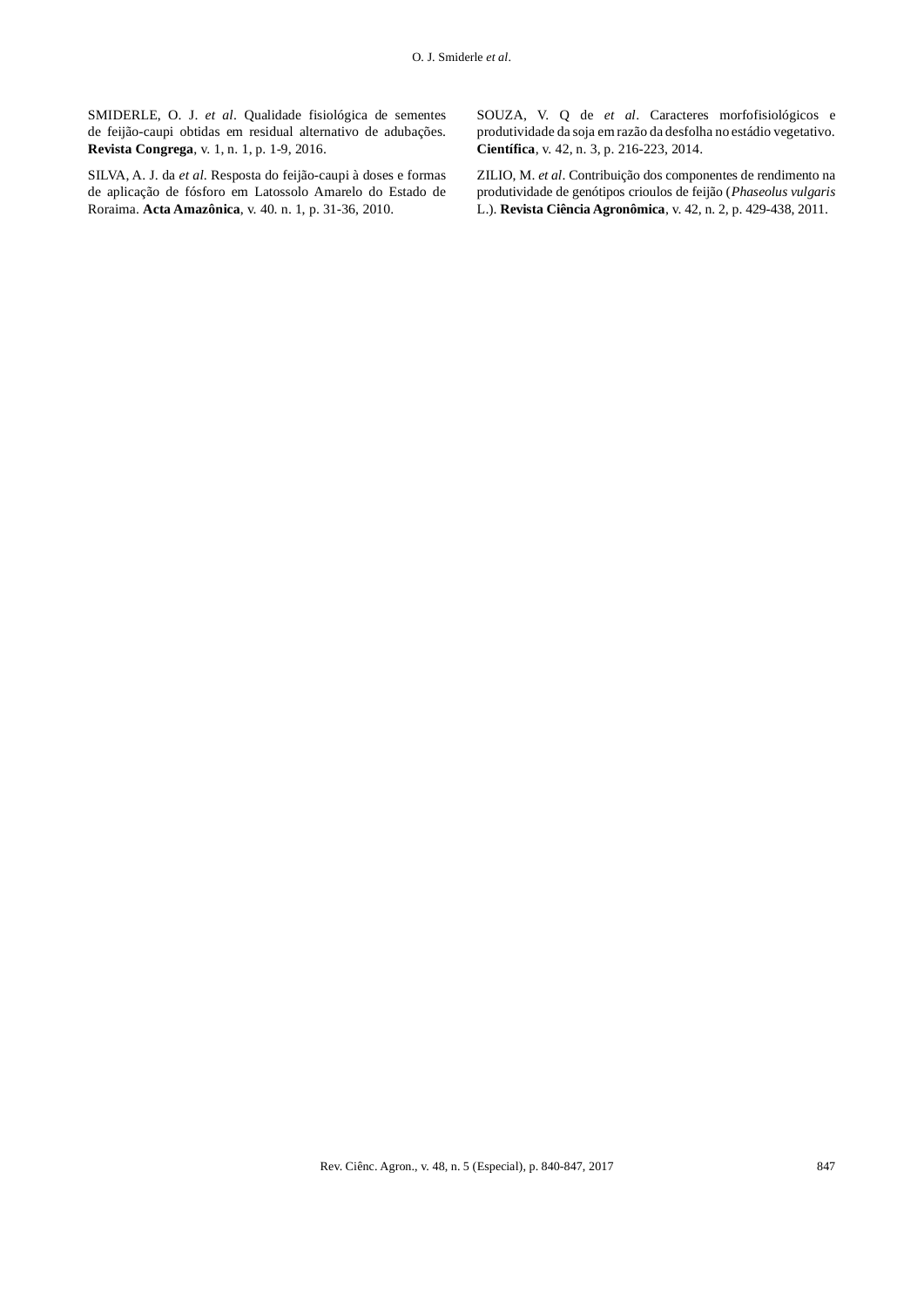SMIDERLE, O. J. *et al*. Qualidade fisiológica de sementes de feijão-caupi obtidas em residual alternativo de adubações. **Revista Congrega**, v. 1, n. 1, p. 1-9, 2016.

SILVA, A. J. da *et al*. Resposta do feijão-caupi à doses e formas de aplicação de fósforo em Latossolo Amarelo do Estado de Roraima. **Acta Amazônica**, v. 40. n. 1, p. 31-36, 2010.

SOUZA, V. Q de *et al*. Caracteres morfofisiológicos e produtividade da soja em razão da desfolha no estádio vegetativo. **Científica**, v. 42, n. 3, p. 216-223, 2014.

ZILIO, M. *et al*. Contribuição dos componentes de rendimento na produtividade de genótipos crioulos de feijão (*Phaseolus vulgaris* L.). **Revista Ciência Agronômica**, v. 42, n. 2, p. 429-438, 2011.